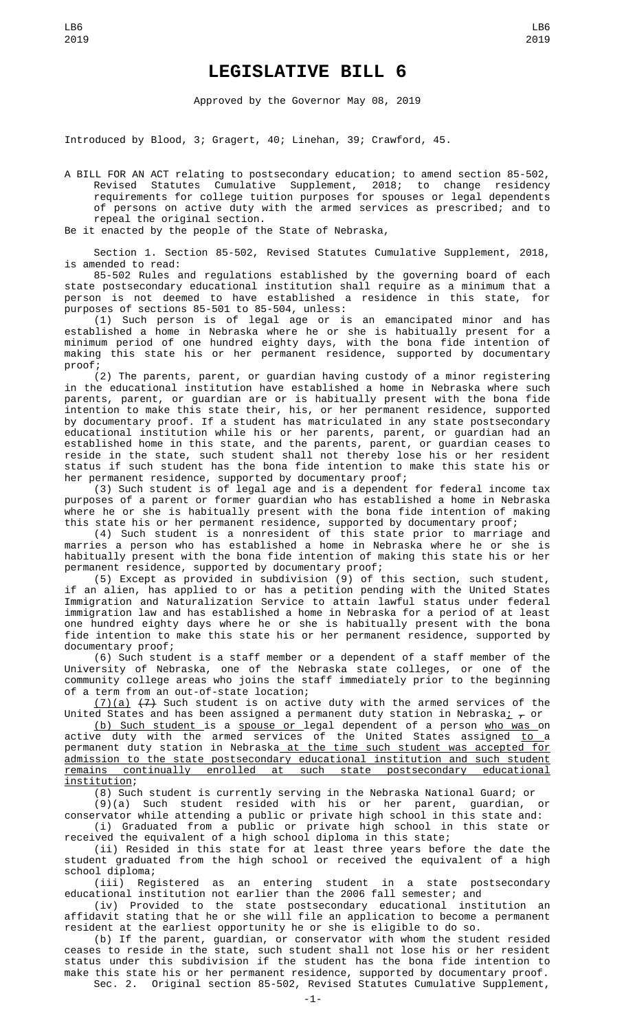# LEGISLATIVE BILL 6

Approved by the Governor May 08, 2019

Introduced by Blood, 3; Gragert, 40; Linehan, 39; Crawford, 45.

A BILL FOR AN ACT relating to postsecondary education; to amend section 85-502, Revised Statutes Cumulative Supplement, 2018; to change residency requirements for college tuition purposes for spouses or legal dependents of persons on active duty with the armed services as prescribed; and to repeal the original section.

Be it enacted by the people of the State of Nebraska,

Section 1. Section 85-502, Revised Statutes Cumulative Supplement, 2018, is amended to read:

85-502 Rules and regulations established by the governing board of each state postsecondary educational institution shall require as a minimum that a person is not deemed to have established a residence in this state, for purposes of sections 85-501 to 85-504, unless:

(1) Such person is of legal age or is an emancipated minor and has established a home in Nebraska where he or she is habitually present for a minimum period of one hundred eighty days, with the bona fide intention of making this state his or her permanent residence, supported by documentary proof;

(2) The parents, parent, or guardian having custody of a minor registering in the educational institution have established a home in Nebraska where such parents, parent, or guardian are or is habitually present with the bona fide intention to make this state their, his, or her permanent residence, supported by documentary proof. If a student has matriculated in any state postsecondary educational institution while his or her parents, parent, or guardian had an established home in this state, and the parents, parent, or guardian ceases to reside in the state, such student shall not thereby lose his or her resident status if such student has the bona fide intention to make this state his or her permanent residence, supported by documentary proof;

(3) Such student is of legal age and is a dependent for federal income tax purposes of a parent or former guardian who has established a home in Nebraska where he or she is habitually present with the bona fide intention of making this state his or her permanent residence, supported by documentary proof;

(4) Such student is a nonresident of this state prior to marriage and marries a person who has established a home in Nebraska where he or she is habitually present with the bona fide intention of making this state his or her permanent residence, supported by documentary proof;

(5) Except as provided in subdivision (9) of this section, such student, if an alien, has applied to or has a petition pending with the United States Immigration and Naturalization Service to attain lawful status under federal immigration law and has established a home in Nebraska for a period of at least one hundred eighty days where he or she is habitually present with the bona fide intention to make this state his or her permanent residence, supported by documentary proof;

(6) Such student is a staff member or a dependent of a staff member of the University of Nebraska, one of the Nebraska state colleges, or one of the community college areas who joins the staff immediately prior to the beginning of a term from an out-of-state location;

(7)(a) ~~(7)~~ Such student is on active duty with the armed services of the United States and has been assigned a permanent duty station in Nebraska; ~~,~~ or

(b) Such student is a spouse or legal dependent of a person who was on active duty with the armed services of the United States assigned to a permanent duty station in Nebraska at the time such student was accepted for admission to the state postsecondary educational institution and such student remains continually enrolled at such state postsecondary educational institution;

(8) Such student is currently serving in the Nebraska National Guard; or

(9)(a) Such student resided with his or her parent, guardian, or conservator while attending a public or private high school in this state and:

(i) Graduated from a public or private high school in this state or received the equivalent of a high school diploma in this state;

(ii) Resided in this state for at least three years before the date the student graduated from the high school or received the equivalent of a high school diploma;

(iii) Registered as an entering student in a state postsecondary educational institution not earlier than the 2006 fall semester; and

(iv) Provided to the state postsecondary educational institution an affidavit stating that he or she will file an application to become a permanent resident at the earliest opportunity he or she is eligible to do so.

(b) If the parent, guardian, or conservator with whom the student resided ceases to reside in the state, such student shall not lose his or her resident status under this subdivision if the student has the bona fide intention to make this state his or her permanent residence, supported by documentary proof.

Sec. 2. Original section 85-502, Revised Statutes Cumulative Supplement,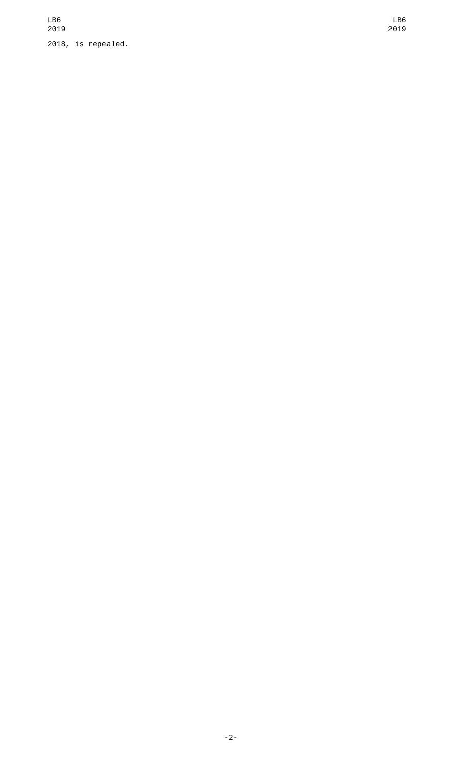2018, is repealed.